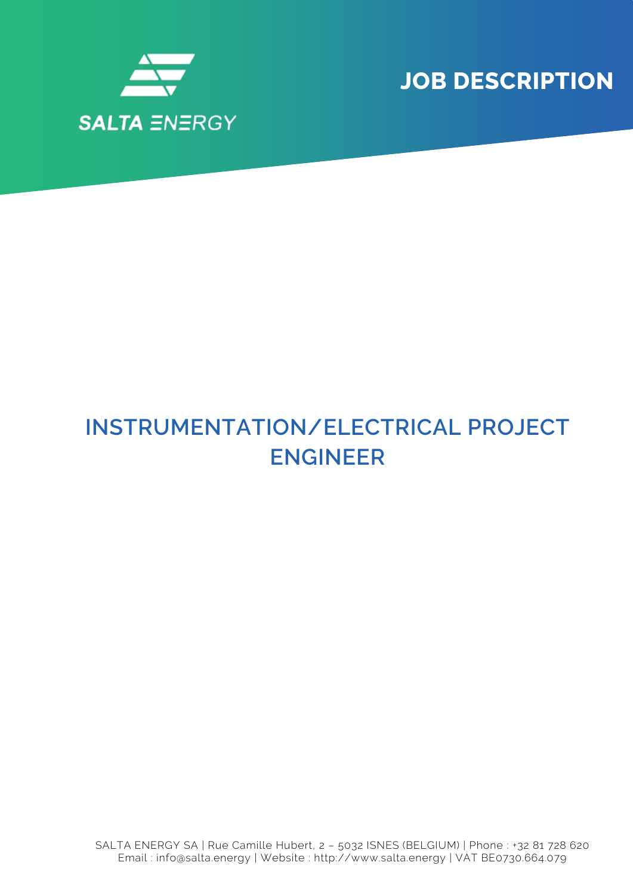SALTA ENERGY

# JOB DESCRIPTION

## INSTRUMENTATION/ELECTRICAL PROJECT ENGINEER

SALTA ENERGY SA | Rue Camille Hubert, 2 – 5032 ISNES (BELGIUM) | Phone : +32 81 728 620
Email : info@salta.energy | Website : http://www.salta.energy | VAT BE0730.664.079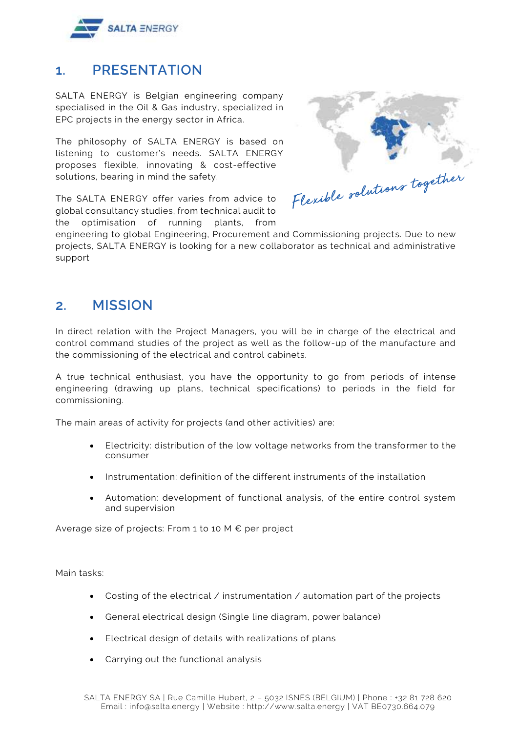## 1. PRESENTATION

SALTA ENERGY is Belgian engineering company specialised in the Oil & Gas industry, specialized in EPC projects in the energy sector in Africa.

The philosophy of SALTA ENERGY is based on listening to customer's needs. SALTA ENERGY proposes flexible, innovating & cost-effective solutions, bearing in mind the safety.

*Flexible solutions together*

The SALTA ENERGY offer varies from advice to global consultancy studies, from technical audit to the optimisation of running plants, from engineering to global Engineering, Procurement and Commissioning projects. Due to new projects, SALTA ENERGY is looking for a new collaborator as technical and administrative support

## 2. MISSION

In direct relation with the Project Managers, you will be in charge of the electrical and control command studies of the project as well as the follow-up of the manufacture and the commissioning of the electrical and control cabinets.

A true technical enthusiast, you have the opportunity to go from periods of intense engineering (drawing up plans, technical specifications) to periods in the field for commissioning.

The main areas of activity for projects (and other activities) are:

- Electricity: distribution of the low voltage networks from the transformer to the consumer
- Instrumentation: definition of the different instruments of the installation
- Automation: development of functional analysis, of the entire control system and supervision

Average size of projects: From 1 to 10 M € per project

Main tasks:

- Costing of the electrical / instrumentation / automation part of the projects
- General electrical design (Single line diagram, power balance)
- Electrical design of details with realizations of plans
- Carrying out the functional analysis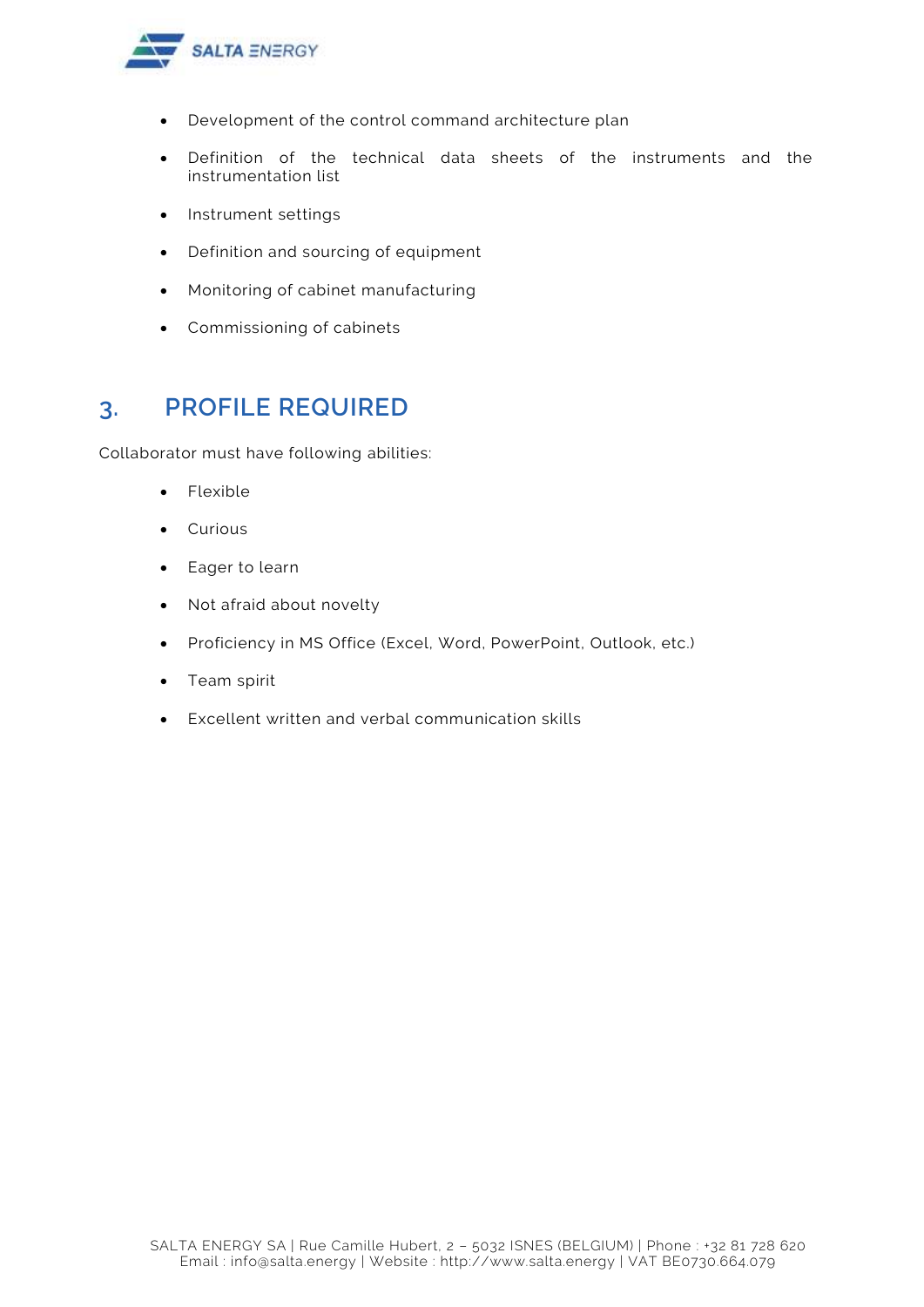- Development of the control command architecture plan
- Definition of the technical data sheets of the instruments and the instrumentation list
- Instrument settings
- Definition and sourcing of equipment
- Monitoring of cabinet manufacturing
- Commissioning of cabinets

## 3. PROFILE REQUIRED

Collaborator must have following abilities:

- Flexible
- Curious
- Eager to learn
- Not afraid about novelty
- Proficiency in MS Office (Excel, Word, PowerPoint, Outlook, etc.)
- Team spirit
- Excellent written and verbal communication skills